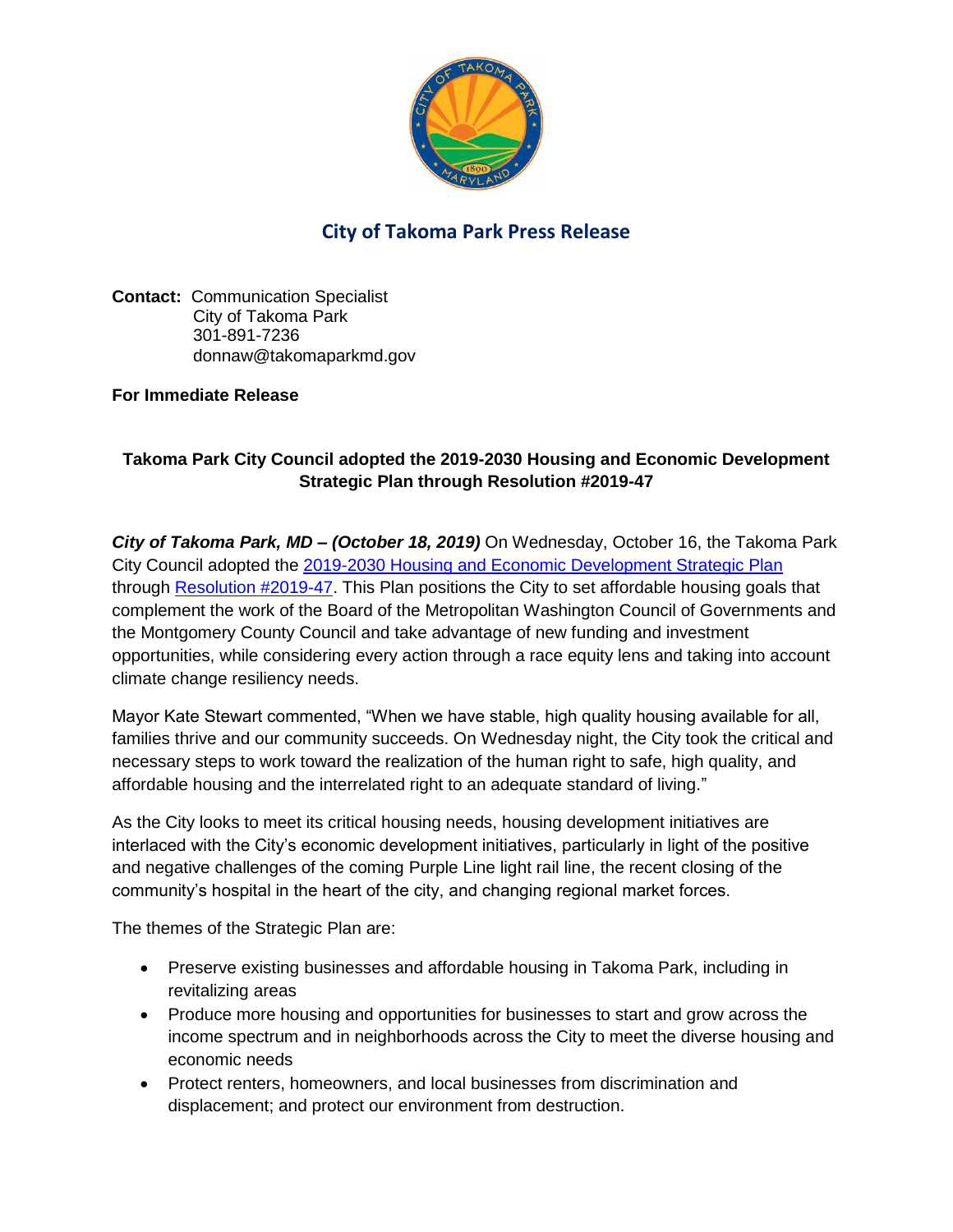## City of Takoma Park Press Release

**Contact:** Communication Specialist
City of Takoma Park
301-891-7236
donnaw@takomaparkmd.gov

**For Immediate Release**

**Takoma Park City Council adopted the 2019-2030 Housing and Economic Development Strategic Plan through Resolution #2019-47**

***City of Takoma Park, MD – (October 18, 2019)*** On Wednesday, October 16, the Takoma Park City Council adopted the 2019-2030 Housing and Economic Development Strategic Plan through Resolution #2019-47. This Plan positions the City to set affordable housing goals that complement the work of the Board of the Metropolitan Washington Council of Governments and the Montgomery County Council and take advantage of new funding and investment opportunities, while considering every action through a race equity lens and taking into account climate change resiliency needs.

Mayor Kate Stewart commented, "When we have stable, high quality housing available for all, families thrive and our community succeeds. On Wednesday night, the City took the critical and necessary steps to work toward the realization of the human right to safe, high quality, and affordable housing and the interrelated right to an adequate standard of living."

As the City looks to meet its critical housing needs, housing development initiatives are interlaced with the City's economic development initiatives, particularly in light of the positive and negative challenges of the coming Purple Line light rail line, the recent closing of the community's hospital in the heart of the city, and changing regional market forces.

The themes of the Strategic Plan are:

- Preserve existing businesses and affordable housing in Takoma Park, including in revitalizing areas
- Produce more housing and opportunities for businesses to start and grow across the income spectrum and in neighborhoods across the City to meet the diverse housing and economic needs
- Protect renters, homeowners, and local businesses from discrimination and displacement; and protect our environment from destruction.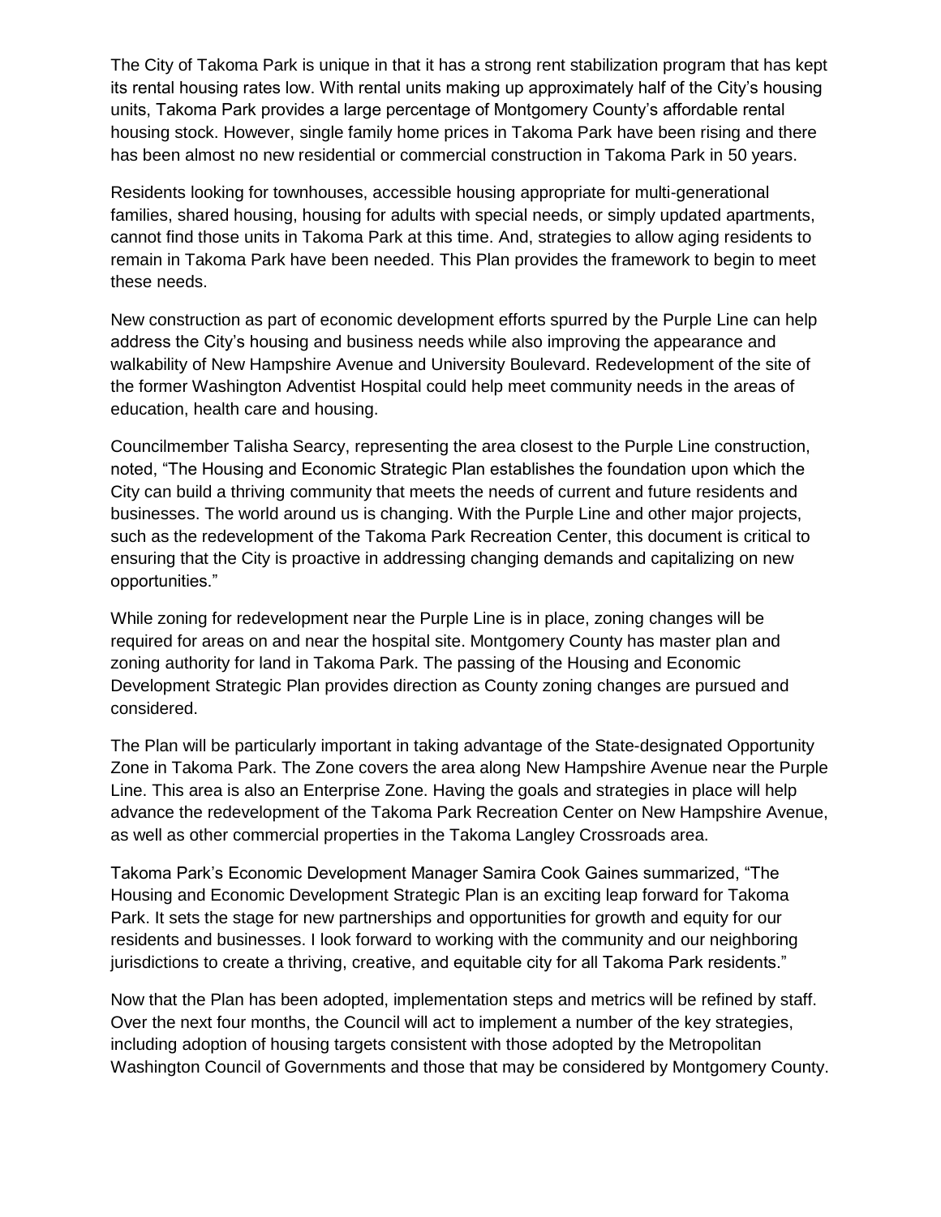The City of Takoma Park is unique in that it has a strong rent stabilization program that has kept its rental housing rates low. With rental units making up approximately half of the City's housing units, Takoma Park provides a large percentage of Montgomery County's affordable rental housing stock. However, single family home prices in Takoma Park have been rising and there has been almost no new residential or commercial construction in Takoma Park in 50 years.

Residents looking for townhouses, accessible housing appropriate for multi-generational families, shared housing, housing for adults with special needs, or simply updated apartments, cannot find those units in Takoma Park at this time. And, strategies to allow aging residents to remain in Takoma Park have been needed. This Plan provides the framework to begin to meet these needs.

New construction as part of economic development efforts spurred by the Purple Line can help address the City's housing and business needs while also improving the appearance and walkability of New Hampshire Avenue and University Boulevard. Redevelopment of the site of the former Washington Adventist Hospital could help meet community needs in the areas of education, health care and housing.

Councilmember Talisha Searcy, representing the area closest to the Purple Line construction, noted, "The Housing and Economic Strategic Plan establishes the foundation upon which the City can build a thriving community that meets the needs of current and future residents and businesses. The world around us is changing. With the Purple Line and other major projects, such as the redevelopment of the Takoma Park Recreation Center, this document is critical to ensuring that the City is proactive in addressing changing demands and capitalizing on new opportunities."

While zoning for redevelopment near the Purple Line is in place, zoning changes will be required for areas on and near the hospital site. Montgomery County has master plan and zoning authority for land in Takoma Park. The passing of the Housing and Economic Development Strategic Plan provides direction as County zoning changes are pursued and considered.

The Plan will be particularly important in taking advantage of the State-designated Opportunity Zone in Takoma Park. The Zone covers the area along New Hampshire Avenue near the Purple Line. This area is also an Enterprise Zone. Having the goals and strategies in place will help advance the redevelopment of the Takoma Park Recreation Center on New Hampshire Avenue, as well as other commercial properties in the Takoma Langley Crossroads area.

Takoma Park's Economic Development Manager Samira Cook Gaines summarized, "The Housing and Economic Development Strategic Plan is an exciting leap forward for Takoma Park. It sets the stage for new partnerships and opportunities for growth and equity for our residents and businesses. I look forward to working with the community and our neighboring jurisdictions to create a thriving, creative, and equitable city for all Takoma Park residents."

Now that the Plan has been adopted, implementation steps and metrics will be refined by staff. Over the next four months, the Council will act to implement a number of the key strategies, including adoption of housing targets consistent with those adopted by the Metropolitan Washington Council of Governments and those that may be considered by Montgomery County.